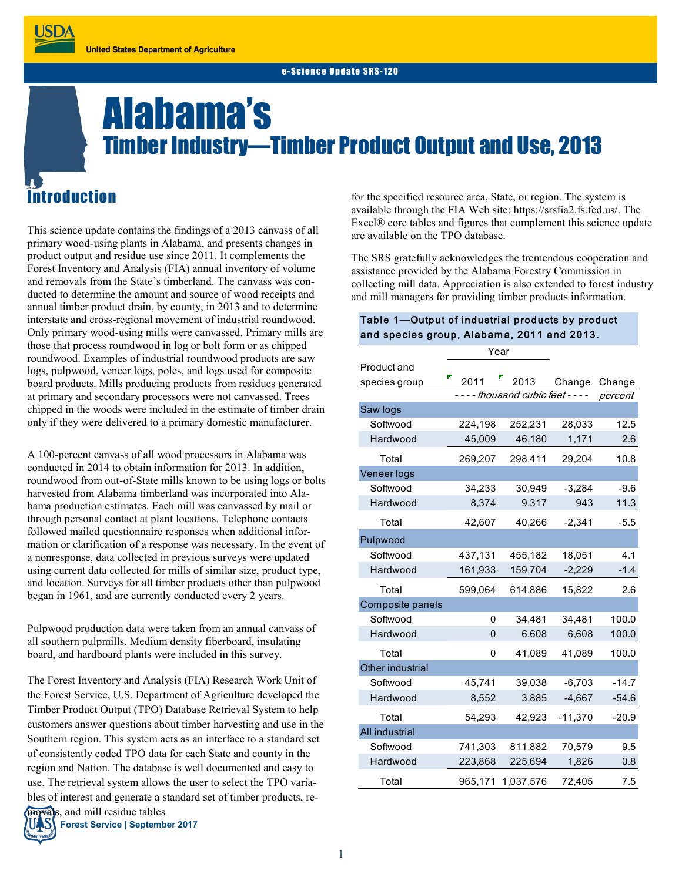United States Department of Agriculture

e-Science Update SRS-120

# Alabama's

## Timber Industry—Timber Product Output and Use, 2013

## Introduction

This science update contains the findings of a 2013 canvass of all primary wood-using plants in Alabama, and presents changes in product output and residue use since 2011. It complements the Forest Inventory and Analysis (FIA) annual inventory of volume and removals from the State's timberland. The canvass was conducted to determine the amount and source of wood receipts and annual timber product drain, by county, in 2013 and to determine interstate and cross-regional movement of industrial roundwood. Only primary wood-using mills were canvassed. Primary mills are those that process roundwood in log or bolt form or as chipped roundwood. Examples of industrial roundwood products are saw logs, pulpwood, veneer logs, poles, and logs used for composite board products. Mills producing products from residues generated at primary and secondary processors were not canvassed. Trees chipped in the woods were included in the estimate of timber drain only if they were delivered to a primary domestic manufacturer.

A 100-percent canvass of all wood processors in Alabama was conducted in 2014 to obtain information for 2013. In addition, roundwood from out-of-State mills known to be using logs or bolts harvested from Alabama timberland was incorporated into Alabama production estimates. Each mill was canvassed by mail or through personal contact at plant locations. Telephone contacts followed mailed questionnaire responses when additional information or clarification of a response was necessary. In the event of a nonresponse, data collected in previous surveys were updated using current data collected for mills of similar size, product type, and location. Surveys for all timber products other than pulpwood began in 1961, and are currently conducted every 2 years.

Pulpwood production data were taken from an annual canvass of all southern pulpmills. Medium density fiberboard, insulating board, and hardboard plants were included in this survey.

The Forest Inventory and Analysis (FIA) Research Work Unit of the Forest Service, U.S. Department of Agriculture developed the Timber Product Output (TPO) Database Retrieval System to help customers answer questions about timber harvesting and use in the Southern region. This system acts as an interface to a standard set of consistently coded TPO data for each State and county in the region and Nation. The database is well documented and easy to use. The retrieval system allows the user to select the TPO variables of interest and generate a standard set of timber products, removals, and mill residue tables for the specified resource area, State, or region. The system is available through the FIA Web site: https://srsfia2.fs.fed.us/. The Excel® core tables and figures that complement this science update are available on the TPO database.

The SRS gratefully acknowledges the tremendous cooperation and assistance provided by the Alabama Forestry Commission in collecting mill data. Appreciation is also extended to forest industry and mill managers for providing timber products information.

**Table 1—Output of industrial products by product and species group, Alabama, 2011 and 2013.**

| Product and species group | Year 2011 | Year 2013 | Change | Change |
|---|---|---|---|---|
| | *thousand cubic feet* | | | *percent* |
| **Saw logs** | | | | |
| Softwood | 224,198 | 252,231 | 28,033 | 12.5 |
| Hardwood | 45,009 | 46,180 | 1,171 | 2.6 |
| Total | 269,207 | 298,411 | 29,204 | 10.8 |
| **Veneer logs** | | | | |
| Softwood | 34,233 | 30,949 | -3,284 | -9.6 |
| Hardwood | 8,374 | 9,317 | 943 | 11.3 |
| Total | 42,607 | 40,266 | -2,341 | -5.5 |
| **Pulpwood** | | | | |
| Softwood | 437,131 | 455,182 | 18,051 | 4.1 |
| Hardwood | 161,933 | 159,704 | -2,229 | -1.4 |
| Total | 599,064 | 614,886 | 15,822 | 2.6 |
| **Composite panels** | | | | |
| Softwood | 0 | 34,481 | 34,481 | 100.0 |
| Hardwood | 0 | 6,608 | 6,608 | 100.0 |
| Total | 0 | 41,089 | 41,089 | 100.0 |
| **Other industrial** | | | | |
| Softwood | 45,741 | 39,038 | -6,703 | -14.7 |
| Hardwood | 8,552 | 3,885 | -4,667 | -54.6 |
| Total | 54,293 | 42,923 | -11,370 | -20.9 |
| **All industrial** | | | | |
| Softwood | 741,303 | 811,882 | 70,579 | 9.5 |
| Hardwood | 223,868 | 225,694 | 1,826 | 0.8 |
| Total | 965,171 | 1,037,576 | 72,405 | 7.5 |

Forest Service | September 2017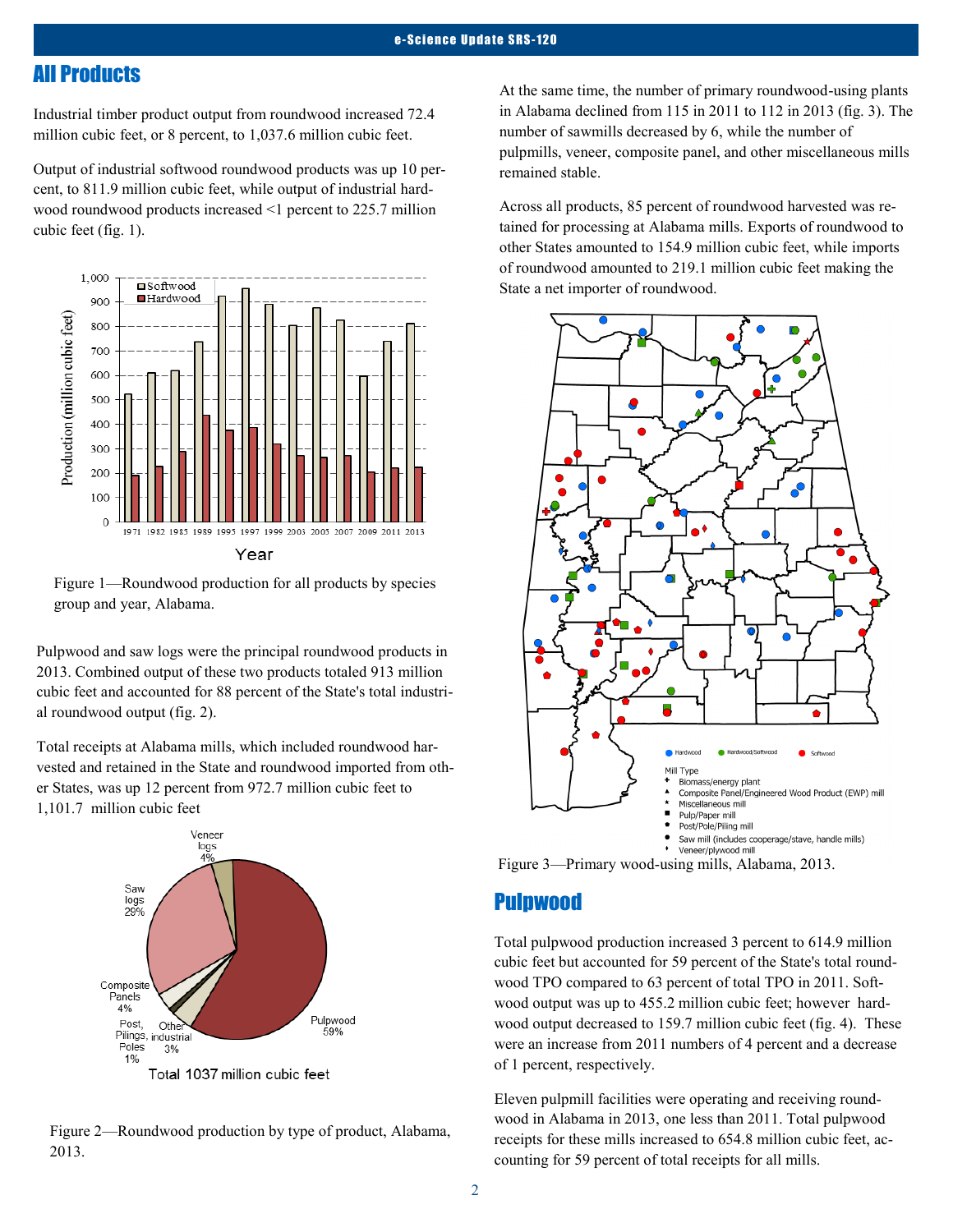## All Products

Industrial timber product output from roundwood increased 72.4 million cubic feet, or 8 percent, to 1,037.6 million cubic feet.

Output of industrial softwood roundwood products was up 10 percent, to 811.9 million cubic feet, while output of industrial hardwood roundwood products increased <1 percent to 225.7 million cubic feet (fig. 1).

Figure 1—Roundwood production for all products by species group and year, Alabama.

Pulpwood and saw logs were the principal roundwood products in 2013. Combined output of these two products totaled 913 million cubic feet and accounted for 88 percent of the State's total industrial roundwood output (fig. 2).

Total receipts at Alabama mills, which included roundwood harvested and retained in the State and roundwood imported from other States, was up 12 percent from 972.7 million cubic feet to 1,101.7 million cubic feet

Figure 2—Roundwood production by type of product, Alabama, 2013.

At the same time, the number of primary roundwood-using plants in Alabama declined from 115 in 2011 to 112 in 2013 (fig. 3). The number of sawmills decreased by 6, while the number of pulpmills, veneer, composite panel, and other miscellaneous mills remained stable.

Across all products, 85 percent of roundwood harvested was retained for processing at Alabama mills. Exports of roundwood to other States amounted to 154.9 million cubic feet, while imports of roundwood amounted to 219.1 million cubic feet making the State a net importer of roundwood.

Figure 3—Primary wood-using mills, Alabama, 2013.

## Pulpwood

Total pulpwood production increased 3 percent to 614.9 million cubic feet but accounted for 59 percent of the State's total roundwood TPO compared to 63 percent of total TPO in 2011. Softwood output was up to 455.2 million cubic feet; however hardwood output decreased to 159.7 million cubic feet (fig. 4). These were an increase from 2011 numbers of 4 percent and a decrease of 1 percent, respectively.

Eleven pulpmill facilities were operating and receiving roundwood in Alabama in 2013, one less than 2011. Total pulpwood receipts for these mills increased to 654.8 million cubic feet, accounting for 59 percent of total receipts for all mills.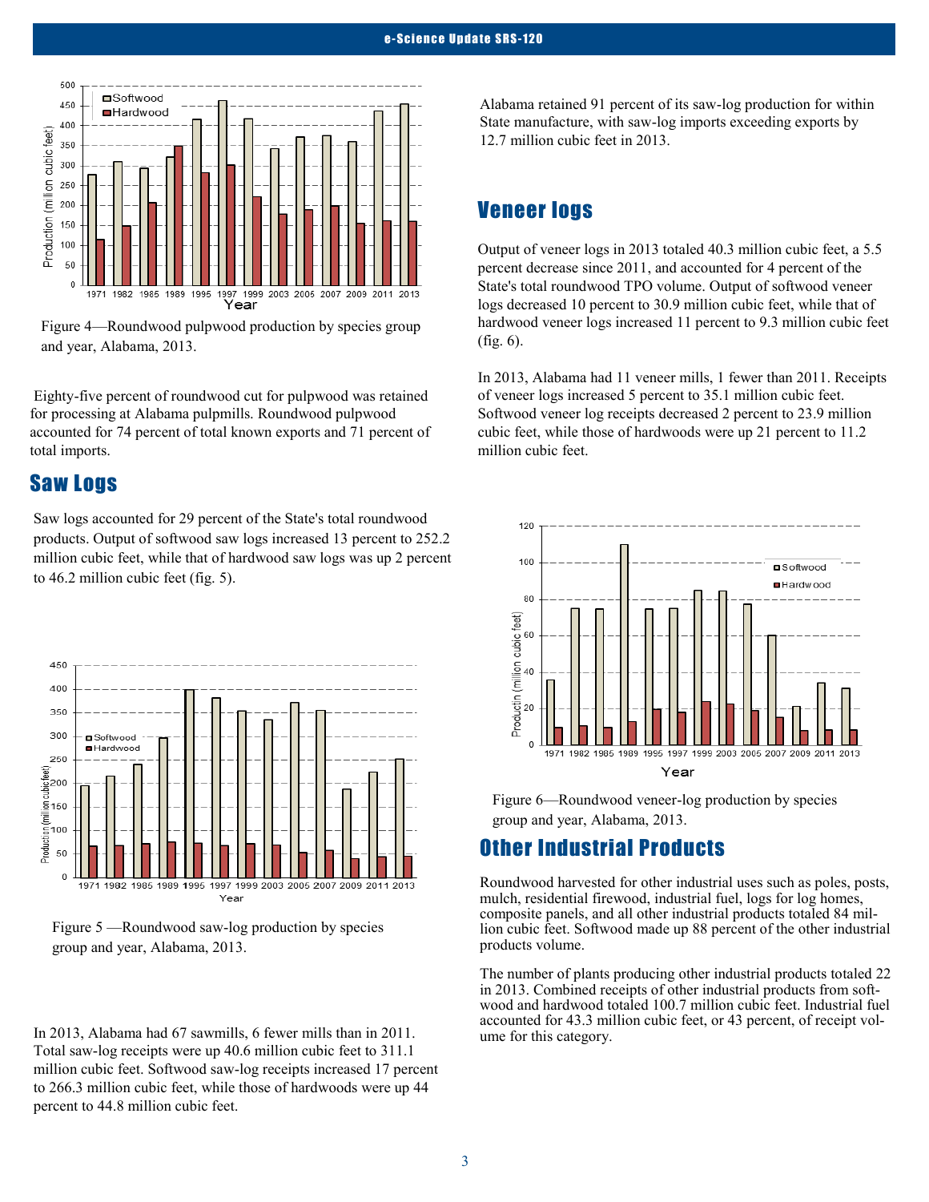Figure 4—Roundwood pulpwood production by species group and year, Alabama, 2013.

Eighty-five percent of roundwood cut for pulpwood was retained for processing at Alabama pulpmills. Roundwood pulpwood accounted for 74 percent of total known exports and 71 percent of total imports.

## Saw Logs

Saw logs accounted for 29 percent of the State's total roundwood products. Output of softwood saw logs increased 13 percent to 252.2 million cubic feet, while that of hardwood saw logs was up 2 percent to 46.2 million cubic feet (fig. 5).

Figure 5 —Roundwood saw-log production by species group and year, Alabama, 2013.

In 2013, Alabama had 67 sawmills, 6 fewer mills than in 2011. Total saw-log receipts were up 40.6 million cubic feet to 311.1 million cubic feet. Softwood saw-log receipts increased 17 percent to 266.3 million cubic feet, while those of hardwoods were up 44 percent to 44.8 million cubic feet.

Alabama retained 91 percent of its saw-log production for within State manufacture, with saw-log imports exceeding exports by 12.7 million cubic feet in 2013.

## Veneer logs

Output of veneer logs in 2013 totaled 40.3 million cubic feet, a 5.5 percent decrease since 2011, and accounted for 4 percent of the State's total roundwood TPO volume. Output of softwood veneer logs decreased 10 percent to 30.9 million cubic feet, while that of hardwood veneer logs increased 11 percent to 9.3 million cubic feet (fig. 6).

In 2013, Alabama had 11 veneer mills, 1 fewer than 2011. Receipts of veneer logs increased 5 percent to 35.1 million cubic feet. Softwood veneer log receipts decreased 2 percent to 23.9 million cubic feet, while those of hardwoods were up 21 percent to 11.2 million cubic feet.

Figure 6—Roundwood veneer-log production by species group and year, Alabama, 2013.

## Other Industrial Products

Roundwood harvested for other industrial uses such as poles, posts, mulch, residential firewood, industrial fuel, logs for log homes, composite panels, and all other industrial products totaled 84 million cubic feet. Softwood made up 88 percent of the other industrial products volume.

The number of plants producing other industrial products totaled 22 in 2013. Combined receipts of other industrial products from softwood and hardwood totaled 100.7 million cubic feet. Industrial fuel accounted for 43.3 million cubic feet, or 43 percent, of receipt volume for this category.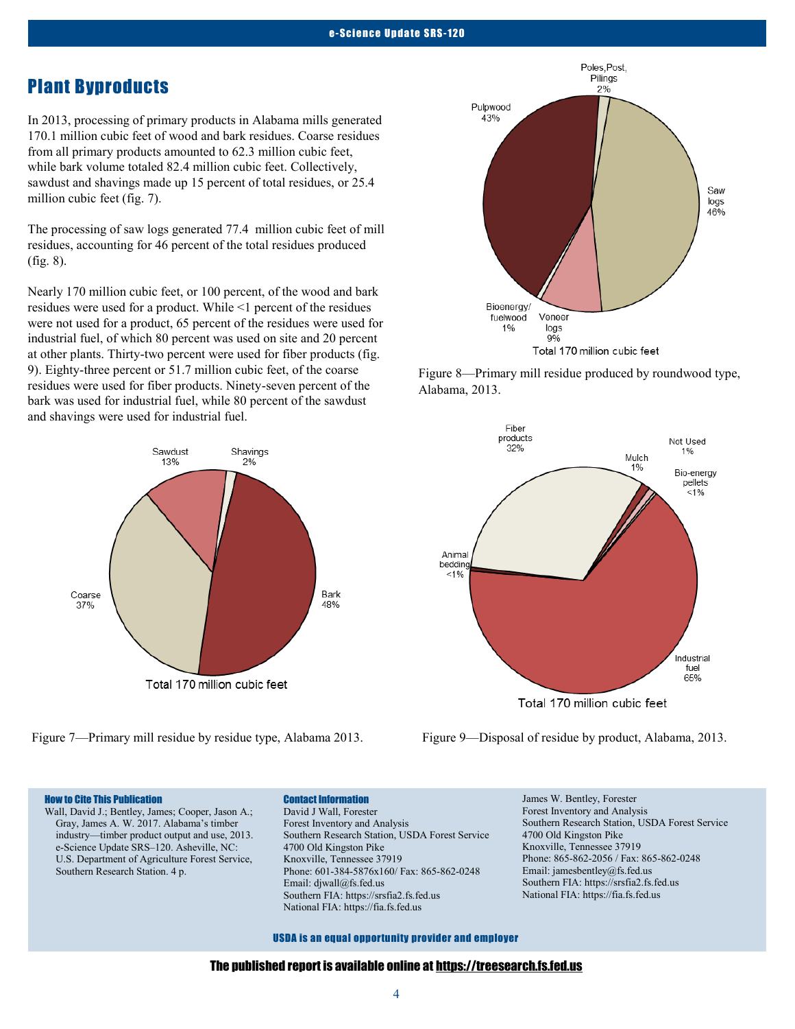## Plant Byproducts

In 2013, processing of primary products in Alabama mills generated 170.1 million cubic feet of wood and bark residues. Coarse residues from all primary products amounted to 62.3 million cubic feet, while bark volume totaled 82.4 million cubic feet. Collectively, sawdust and shavings made up 15 percent of total residues, or 25.4 million cubic feet (fig. 7).

The processing of saw logs generated 77.4 million cubic feet of mill residues, accounting for 46 percent of the total residues produced (fig. 8).

Nearly 170 million cubic feet, or 100 percent, of the wood and bark residues were used for a product. While <1 percent of the residues were not used for a product, 65 percent of the residues were used for industrial fuel, of which 80 percent was used on site and 20 percent at other plants. Thirty-two percent were used for fiber products (fig. 9). Eighty-three percent or 51.7 million cubic feet, of the coarse residues were used for fiber products. Ninety-seven percent of the bark was used for industrial fuel, while 80 percent of the sawdust and shavings were used for industrial fuel.

Sawdust 13%
Shavings 2%
Coarse 37%
Bark 48%
Total 170 million cubic feet

Figure 7—Primary mill residue by residue type, Alabama 2013.

Poles, Post, Pilings 2%
Pulpwood 43%
Saw logs 46%
Bioenergy/ fuelwood 1%
Veneer logs 9%
Total 170 million cubic feet

Figure 8—Primary mill residue produced by roundwood type, Alabama, 2013.

Fiber products 32%
Not Used 1%
Mulch 1%
Bio-energy pellets <1%
Animal bedding <1%
Industrial fuel 65%
Total 170 million cubic feet

Figure 9—Disposal of residue by product, Alabama, 2013.

**How to Cite This Publication**

Wall, David J.; Bentley, James; Cooper, Jason A.; Gray, James A. W. 2017. Alabama's timber industry—timber product output and use, 2013. e-Science Update SRS–120. Asheville, NC: U.S. Department of Agriculture Forest Service, Southern Research Station. 4 p.

**Contact Information**

David J Wall, Forester
Forest Inventory and Analysis
Southern Research Station, USDA Forest Service
4700 Old Kingston Pike
Knoxville, Tennessee 37919
Phone: 601-384-5876x160/ Fax: 865-862-0248
Email: djwall@fs.fed.us
Southern FIA: https://srsfia2.fs.fed.us
National FIA: https://fia.fs.fed.us

James W. Bentley, Forester
Forest Inventory and Analysis
Southern Research Station, USDA Forest Service
4700 Old Kingston Pike
Knoxville, Tennessee 37919
Phone: 865-862-2056 / Fax: 865-862-0248
Email: jamesbentley@fs.fed.us
Southern FIA: https://srsfia2.fs.fed.us
National FIA: https://fia.fs.fed.us

**USDA is an equal opportunity provider and employer**

**The published report is available online at https://treesearch.fs.fed.us**